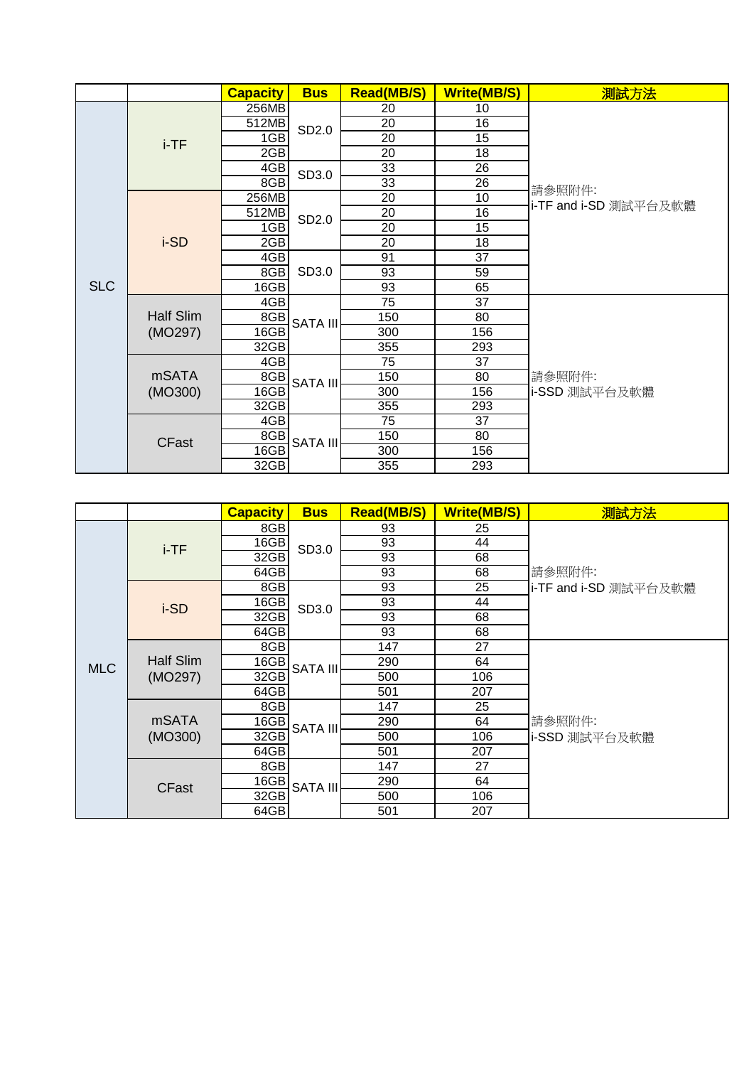| | | Capacity | Bus | Read(MB/S) | Write(MB/S) | 測試方法 |
|---|---|---|---|---|---|---|
| SLC | i-TF | 256MB | SD2.0 | 20 | 10 | 請參照附件: i-TF and i-SD 測試平台及軟體 |
| | | 512MB | | 20 | 16 | |
| | | 1GB | | 20 | 15 | |
| | | 2GB | | 20 | 18 | |
| | | 4GB | SD3.0 | 33 | 26 | |
| | | 8GB | | 33 | 26 | |
| | i-SD | 256MB | SD2.0 | 20 | 10 | |
| | | 512MB | | 20 | 16 | |
| | | 1GB | | 20 | 15 | |
| | | 2GB | | 20 | 18 | |
| | | 4GB | SD3.0 | 91 | 37 | |
| | | 8GB | | 93 | 59 | |
| | | 16GB | | 93 | 65 | |
| | Half Slim (MO297) | 4GB | SATA III | 75 | 37 | 請參照附件: i-SSD 測試平台及軟體 |
| | | 8GB | | 150 | 80 | |
| | | 16GB | | 300 | 156 | |
| | | 32GB | | 355 | 293 | |
| | mSATA (MO300) | 4GB | SATA III | 75 | 37 | |
| | | 8GB | | 150 | 80 | |
| | | 16GB | | 300 | 156 | |
| | | 32GB | | 355 | 293 | |
| | CFast | 4GB | SATA III | 75 | 37 | |
| | | 8GB | | 150 | 80 | |
| | | 16GB | | 300 | 156 | |
| | | 32GB | | 355 | 293 | |

| | | Capacity | Bus | Read(MB/S) | Write(MB/S) | 測試方法 |
|---|---|---|---|---|---|---|
| MLC | i-TF | 8GB | SD3.0 | 93 | 25 | 請參照附件: i-TF and i-SD 測試平台及軟體 |
| | | 16GB | | 93 | 44 | |
| | | 32GB | | 93 | 68 | |
| | | 64GB | | 93 | 68 | |
| | i-SD | 8GB | SD3.0 | 93 | 25 | |
| | | 16GB | | 93 | 44 | |
| | | 32GB | | 93 | 68 | |
| | | 64GB | | 93 | 68 | |
| | Half Slim (MO297) | 8GB | SATA III | 147 | 27 | 請參照附件: i-SSD 測試平台及軟體 |
| | | 16GB | | 290 | 64 | |
| | | 32GB | | 500 | 106 | |
| | | 64GB | | 501 | 207 | |
| | mSATA (MO300) | 8GB | SATA III | 147 | 25 | |
| | | 16GB | | 290 | 64 | |
| | | 32GB | | 500 | 106 | |
| | | 64GB | | 501 | 207 | |
| | CFast | 8GB | SATA III | 147 | 27 | |
| | | 16GB | | 290 | 64 | |
| | | 32GB | | 500 | 106 | |
| | | 64GB | | 501 | 207 | |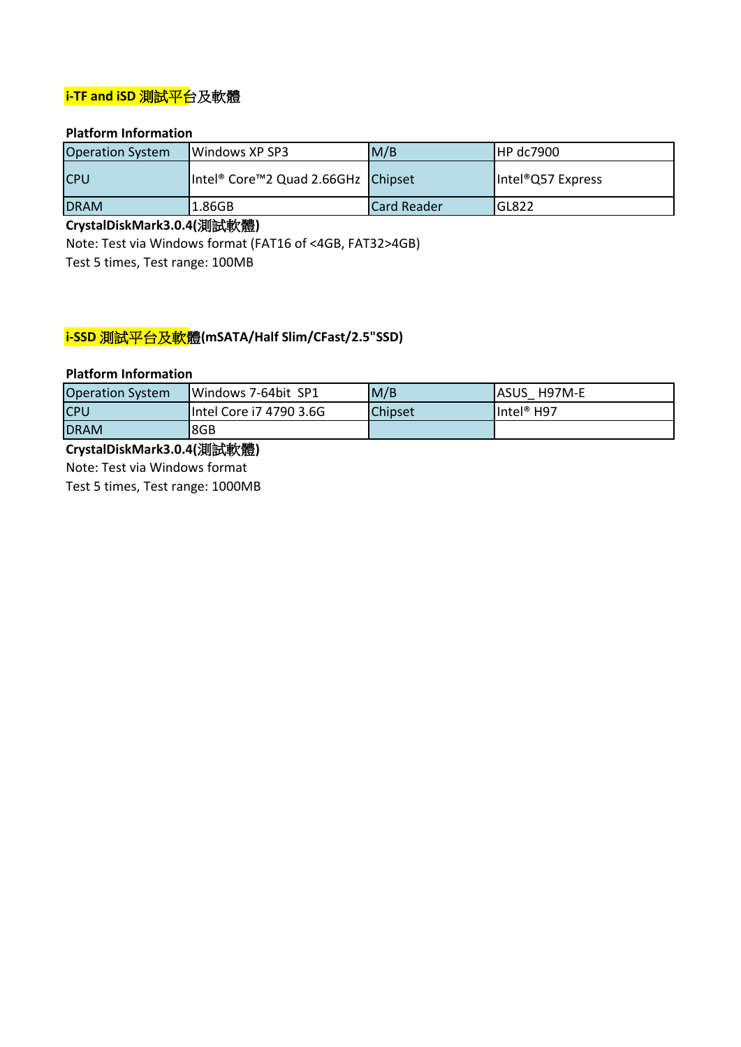## i-TF and iSD 測試平台及軟體

**Platform Information**

| | | | |
|---|---|---|---|
| Operation System | Windows XP SP3 | M/B | HP dc7900 |
| CPU | Intel® Core™2 Quad 2.66GHz | Chipset | Intel®Q57 Express |
| DRAM | 1.86GB | Card Reader | GL822 |

**CrystalDiskMark3.0.4(測試軟體)**

Note: Test via Windows format (FAT16 of <4GB, FAT32>4GB)

Test 5 times, Test range: 100MB

## i-SSD 測試平台及軟體(mSATA/Half Slim/CFast/2.5"SSD)

**Platform Information**

| | | | |
|---|---|---|---|
| Operation System | Windows 7-64bit SP1 | M/B | ASUS_ H97M-E |
| CPU | Intel Core i7 4790 3.6G | Chipset | Intel® H97 |
| DRAM | 8GB | | |

**CrystalDiskMark3.0.4(測試軟體)**

Note: Test via Windows format

Test 5 times, Test range: 1000MB